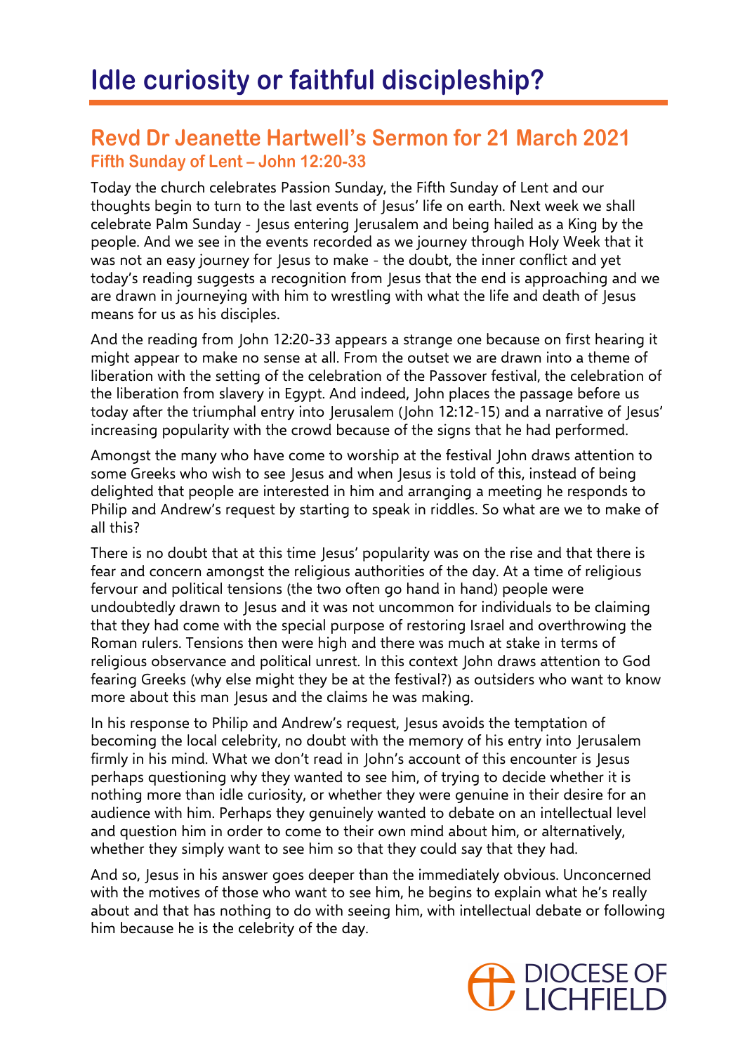# Idle curiosity or faithful discipleship?

## Revd Dr Jeanette Hartwell's Sermon for 21 March 2021

### Fifth Sunday of Lent – John 12:20-33

Today the church celebrates Passion Sunday, the Fifth Sunday of Lent and our thoughts begin to turn to the last events of Jesus' life on earth. Next week we shall celebrate Palm Sunday - Jesus entering Jerusalem and being hailed as a King by the people. And we see in the events recorded as we journey through Holy Week that it was not an easy journey for Jesus to make - the doubt, the inner conflict and yet today's reading suggests a recognition from Jesus that the end is approaching and we are drawn in journeying with him to wrestling with what the life and death of Jesus means for us as his disciples.

And the reading from John 12:20-33 appears a strange one because on first hearing it might appear to make no sense at all. From the outset we are drawn into a theme of liberation with the setting of the celebration of the Passover festival, the celebration of the liberation from slavery in Egypt. And indeed, John places the passage before us today after the triumphal entry into Jerusalem (John 12:12-15) and a narrative of Jesus' increasing popularity with the crowd because of the signs that he had performed.

Amongst the many who have come to worship at the festival John draws attention to some Greeks who wish to see Jesus and when Jesus is told of this, instead of being delighted that people are interested in him and arranging a meeting he responds to Philip and Andrew's request by starting to speak in riddles. So what are we to make of all this?

There is no doubt that at this time Jesus' popularity was on the rise and that there is fear and concern amongst the religious authorities of the day. At a time of religious fervour and political tensions (the two often go hand in hand) people were undoubtedly drawn to Jesus and it was not uncommon for individuals to be claiming that they had come with the special purpose of restoring Israel and overthrowing the Roman rulers. Tensions then were high and there was much at stake in terms of religious observance and political unrest. In this context John draws attention to God fearing Greeks (why else might they be at the festival?) as outsiders who want to know more about this man Jesus and the claims he was making.

In his response to Philip and Andrew's request, Jesus avoids the temptation of becoming the local celebrity, no doubt with the memory of his entry into Jerusalem firmly in his mind. What we don't read in John's account of this encounter is Jesus perhaps questioning why they wanted to see him, of trying to decide whether it is nothing more than idle curiosity, or whether they were genuine in their desire for an audience with him. Perhaps they genuinely wanted to debate on an intellectual level and question him in order to come to their own mind about him, or alternatively, whether they simply want to see him so that they could say that they had.

And so, Jesus in his answer goes deeper than the immediately obvious. Unconcerned with the motives of those who want to see him, he begins to explain what he's really about and that has nothing to do with seeing him, with intellectual debate or following him because he is the celebrity of the day.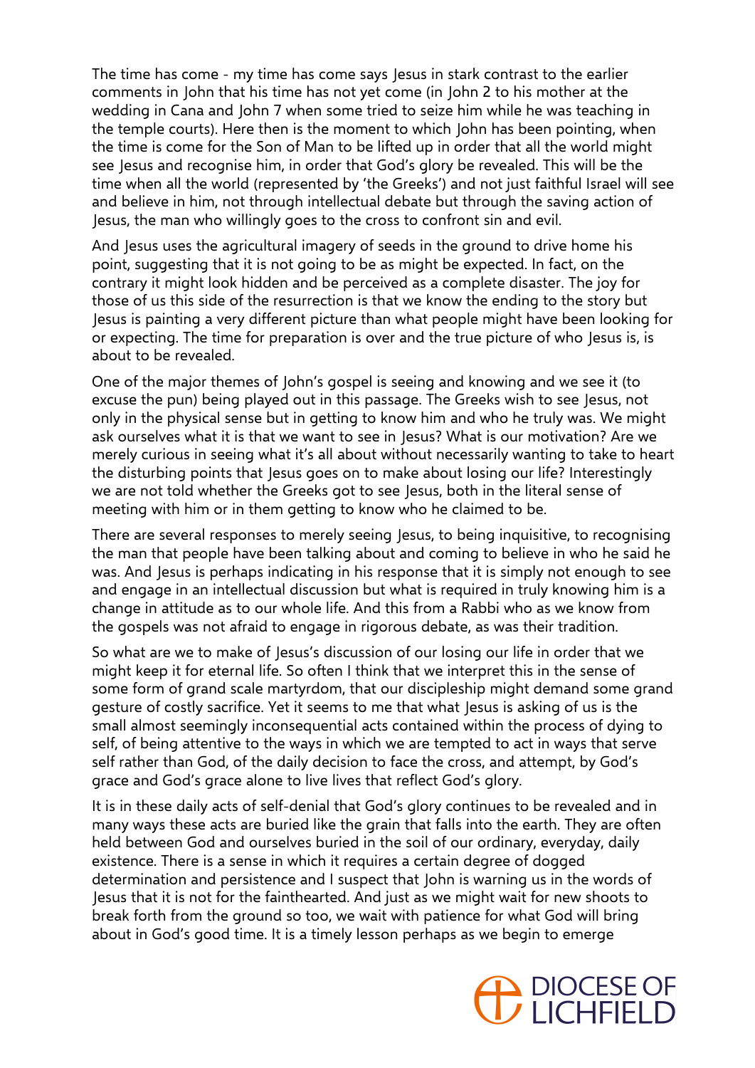The time has come - my time has come says Jesus in stark contrast to the earlier comments in John that his time has not yet come (in John 2 to his mother at the wedding in Cana and John 7 when some tried to seize him while he was teaching in the temple courts). Here then is the moment to which John has been pointing, when the time is come for the Son of Man to be lifted up in order that all the world might see Jesus and recognise him, in order that God's glory be revealed. This will be the time when all the world (represented by 'the Greeks') and not just faithful Israel will see and believe in him, not through intellectual debate but through the saving action of Jesus, the man who willingly goes to the cross to confront sin and evil.

And Jesus uses the agricultural imagery of seeds in the ground to drive home his point, suggesting that it is not going to be as might be expected. In fact, on the contrary it might look hidden and be perceived as a complete disaster. The joy for those of us this side of the resurrection is that we know the ending to the story but Jesus is painting a very different picture than what people might have been looking for or expecting. The time for preparation is over and the true picture of who Jesus is, is about to be revealed.

One of the major themes of John's gospel is seeing and knowing and we see it (to excuse the pun) being played out in this passage. The Greeks wish to see Jesus, not only in the physical sense but in getting to know him and who he truly was. We might ask ourselves what it is that we want to see in Jesus? What is our motivation? Are we merely curious in seeing what it's all about without necessarily wanting to take to heart the disturbing points that Jesus goes on to make about losing our life? Interestingly we are not told whether the Greeks got to see Jesus, both in the literal sense of meeting with him or in them getting to know who he claimed to be.

There are several responses to merely seeing Jesus, to being inquisitive, to recognising the man that people have been talking about and coming to believe in who he said he was. And Jesus is perhaps indicating in his response that it is simply not enough to see and engage in an intellectual discussion but what is required in truly knowing him is a change in attitude as to our whole life. And this from a Rabbi who as we know from the gospels was not afraid to engage in rigorous debate, as was their tradition.

So what are we to make of Jesus's discussion of our losing our life in order that we might keep it for eternal life. So often I think that we interpret this in the sense of some form of grand scale martyrdom, that our discipleship might demand some grand gesture of costly sacrifice. Yet it seems to me that what Jesus is asking of us is the small almost seemingly inconsequential acts contained within the process of dying to self, of being attentive to the ways in which we are tempted to act in ways that serve self rather than God, of the daily decision to face the cross, and attempt, by God's grace and God's grace alone to live lives that reflect God's glory.

It is in these daily acts of self-denial that God's glory continues to be revealed and in many ways these acts are buried like the grain that falls into the earth. They are often held between God and ourselves buried in the soil of our ordinary, everyday, daily existence. There is a sense in which it requires a certain degree of dogged determination and persistence and I suspect that John is warning us in the words of Jesus that it is not for the fainthearted. And just as we might wait for new shoots to break forth from the ground so too, we wait with patience for what God will bring about in God's good time. It is a timely lesson perhaps as we begin to emerge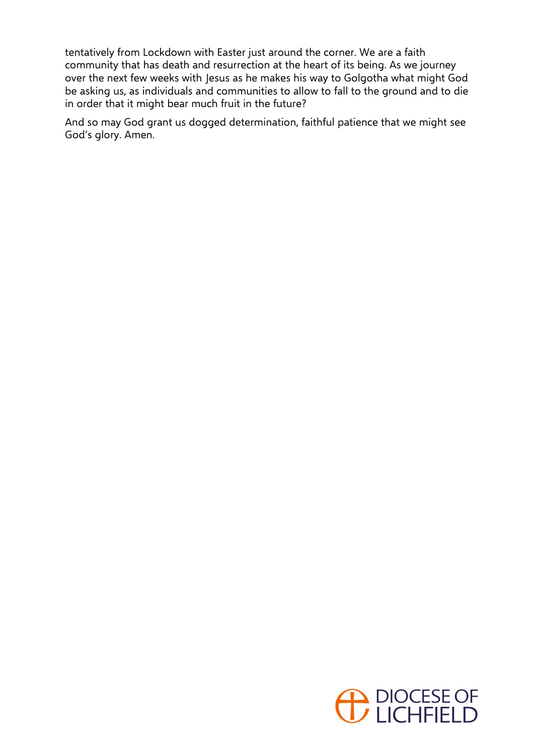tentatively from Lockdown with Easter just around the corner. We are a faith community that has death and resurrection at the heart of its being. As we journey over the next few weeks with Jesus as he makes his way to Golgotha what might God be asking us, as individuals and communities to allow to fall to the ground and to die in order that it might bear much fruit in the future?

And so may God grant us dogged determination, faithful patience that we might see God's glory. Amen.

DIOCESE OF LICHFIELD